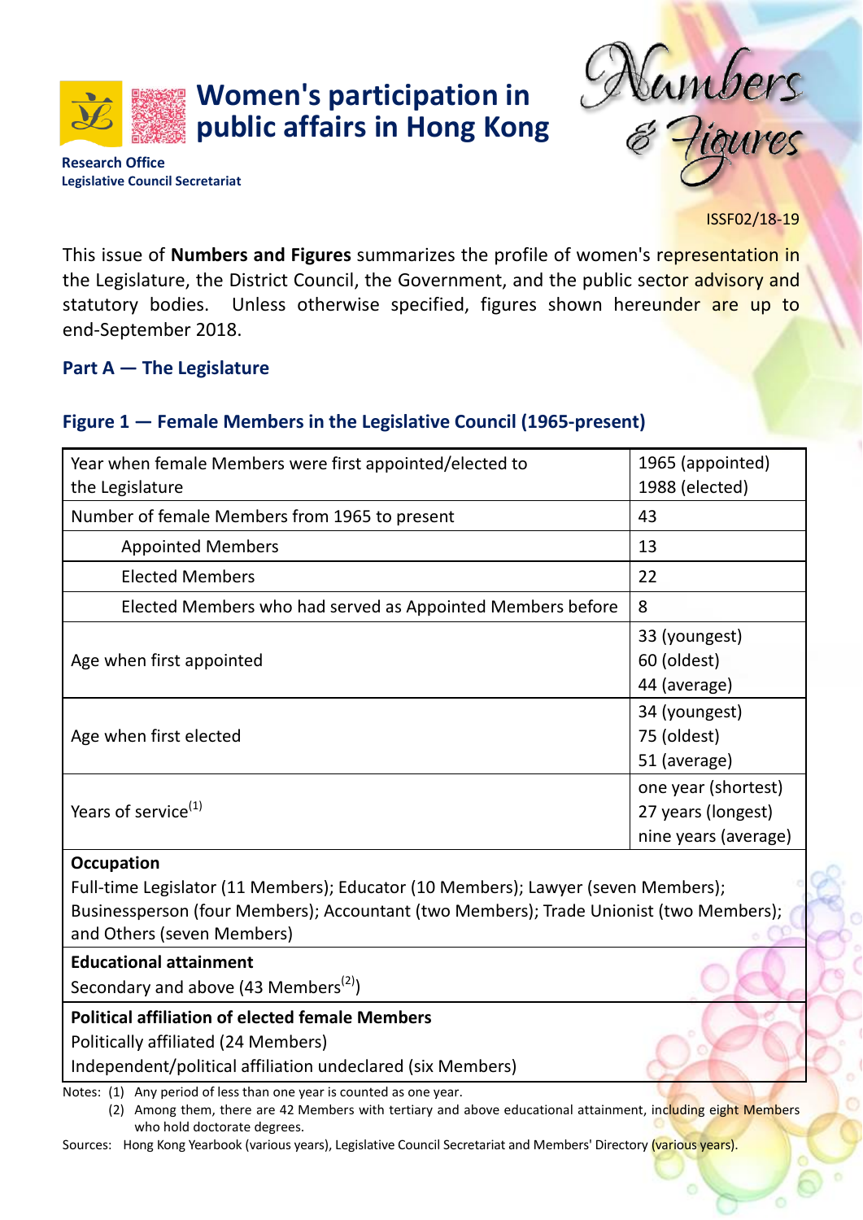# Women's participation in public affairs in Hong Kong

**Research Office**
**Legislative Council Secretariat**

Numbers & Figures

ISSF02/18-19

This issue of **Numbers and Figures** summarizes the profile of women's representation in the Legislature, the District Council, the Government, and the public sector advisory and statutory bodies. Unless otherwise specified, figures shown hereunder are up to end-September 2018.

## Part A — The Legislature

### Figure 1 — Female Members in the Legislative Council (1965-present)

| | |
|---|---|
| Year when female Members were first appointed/elected to the Legislature | 1965 (appointed)<br>1988 (elected) |
| Number of female Members from 1965 to present | 43 |
| Appointed Members | 13 |
| Elected Members | 22 |
| Elected Members who had served as Appointed Members before | 8 |
| Age when first appointed | 33 (youngest)<br>60 (oldest)<br>44 (average) |
| Age when first elected | 34 (youngest)<br>75 (oldest)<br>51 (average) |
| Years of service[(1)] | one year (shortest)<br>27 years (longest)<br>nine years (average) |
| **Occupation**<br>Full-time Legislator (11 Members); Educator (10 Members); Lawyer (seven Members); Businessperson (four Members); Accountant (two Members); Trade Unionist (two Members); and Others (seven Members) | |
| **Educational attainment**<br>Secondary and above (43 Members[(2)]) | |
| **Political affiliation of elected female Members**<br>Politically affiliated (24 Members)<br>Independent/political affiliation undeclared (six Members) | |

Notes: (1) Any period of less than one year is counted as one year.
(2) Among them, there are 42 Members with tertiary and above educational attainment, including eight Members who hold doctorate degrees.

Sources: Hong Kong Yearbook (various years), Legislative Council Secretariat and Members' Directory (various years).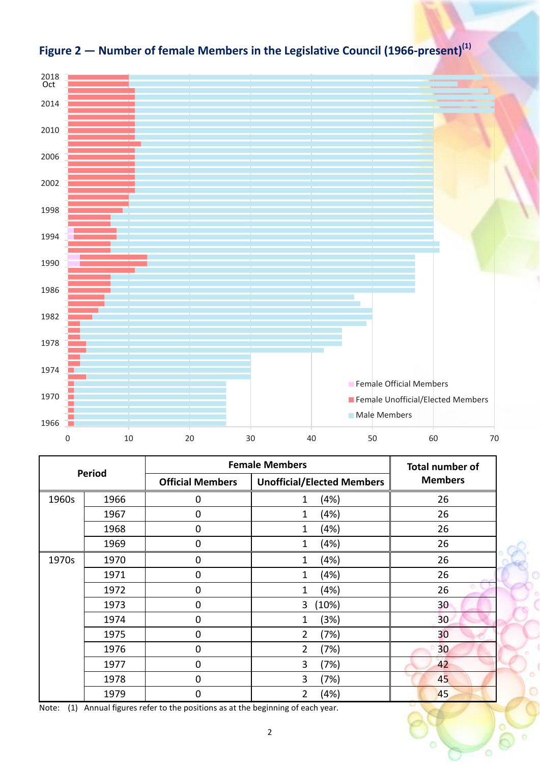## Figure 2 — Number of female Members in the Legislative Council (1966-present)(1)

| Period | | Female Members | | Total number of Members |
|---|---|---|---|---|
| | | Official Members | Unofficial/Elected Members | |
| 1960s | 1966 | 0 | 1 (4%) | 26 |
| | 1967 | 0 | 1 (4%) | 26 |
| | 1968 | 0 | 1 (4%) | 26 |
| | 1969 | 0 | 1 (4%) | 26 |
| 1970s | 1970 | 0 | 1 (4%) | 26 |
| | 1971 | 0 | 1 (4%) | 26 |
| | 1972 | 0 | 1 (4%) | 26 |
| | 1973 | 0 | 3 (10%) | 30 |
| | 1974 | 0 | 1 (3%) | 30 |
| | 1975 | 0 | 2 (7%) | 30 |
| | 1976 | 0 | 2 (7%) | 30 |
| | 1977 | 0 | 3 (7%) | 42 |
| | 1978 | 0 | 3 (7%) | 45 |
| | 1979 | 0 | 2 (4%) | 45 |

Note: (1) Annual figures refer to the positions as at the beginning of each year.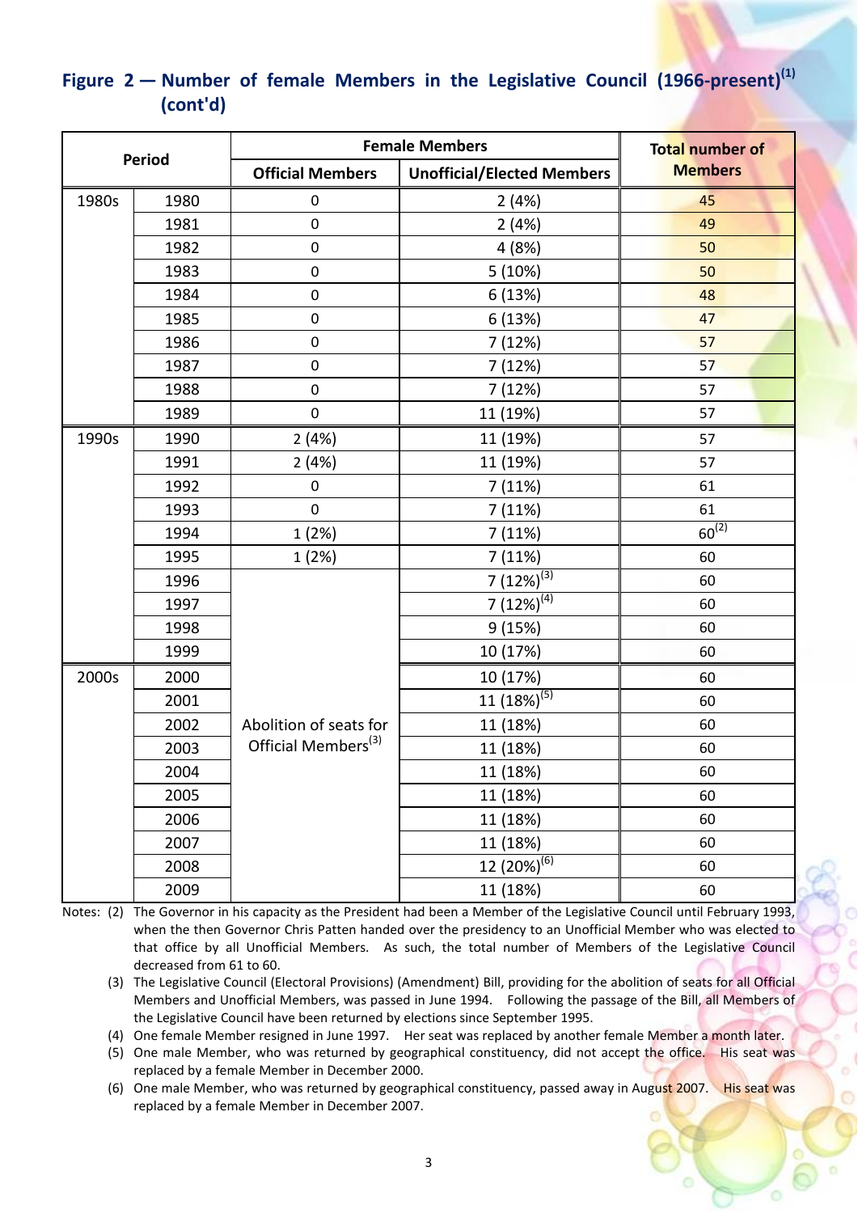## Figure 2 — Number of female Members in the Legislative Council (1966-present)[1] (cont'd)

| Period | | Female Members | | Total number of Members |
|---|---|---|---|---|
| | | Official Members | Unofficial/Elected Members | |
| 1980s | 1980 | 0 | 2 (4%) | 45 |
| | 1981 | 0 | 2 (4%) | 49 |
| | 1982 | 0 | 4 (8%) | 50 |
| | 1983 | 0 | 5 (10%) | 50 |
| | 1984 | 0 | 6 (13%) | 48 |
| | 1985 | 0 | 6 (13%) | 47 |
| | 1986 | 0 | 7 (12%) | 57 |
| | 1987 | 0 | 7 (12%) | 57 |
| | 1988 | 0 | 7 (12%) | 57 |
| | 1989 | 0 | 11 (19%) | 57 |
| 1990s | 1990 | 2 (4%) | 11 (19%) | 57 |
| | 1991 | 2 (4%) | 11 (19%) | 57 |
| | 1992 | 0 | 7 (11%) | 61 |
| | 1993 | 0 | 7 (11%) | 61 |
| | 1994 | 1 (2%) | 7 (11%) | 60[2] |
| | 1995 | 1 (2%) | 7 (11%) | 60 |
| | 1996 | Abolition of seats for Official Members[3] | 7 (12%)[3] | 60 |
| | 1997 | | 7 (12%)[4] | 60 |
| | 1998 | | 9 (15%) | 60 |
| | 1999 | | 10 (17%) | 60 |
| 2000s | 2000 | | 10 (17%) | 60 |
| | 2001 | | 11 (18%)[5] | 60 |
| | 2002 | | 11 (18%) | 60 |
| | 2003 | | 11 (18%) | 60 |
| | 2004 | | 11 (18%) | 60 |
| | 2005 | | 11 (18%) | 60 |
| | 2006 | | 11 (18%) | 60 |
| | 2007 | | 11 (18%) | 60 |
| | 2008 | | 12 (20%)[6] | 60 |
| | 2009 | | 11 (18%) | 60 |

Notes: (2) The Governor in his capacity as the President had been a Member of the Legislative Council until February 1993, when the then Governor Chris Patten handed over the presidency to an Unofficial Member who was elected to that office by all Unofficial Members. As such, the total number of Members of the Legislative Council decreased from 61 to 60.

(3) The Legislative Council (Electoral Provisions) (Amendment) Bill, providing for the abolition of seats for all Official Members and Unofficial Members, was passed in June 1994. Following the passage of the Bill, all Members of the Legislative Council have been returned by elections since September 1995.

(4) One female Member resigned in June 1997. Her seat was replaced by another female Member a month later.

(5) One male Member, who was returned by geographical constituency, did not accept the office. His seat was replaced by a female Member in December 2000.

(6) One male Member, who was returned by geographical constituency, passed away in August 2007. His seat was replaced by a female Member in December 2007.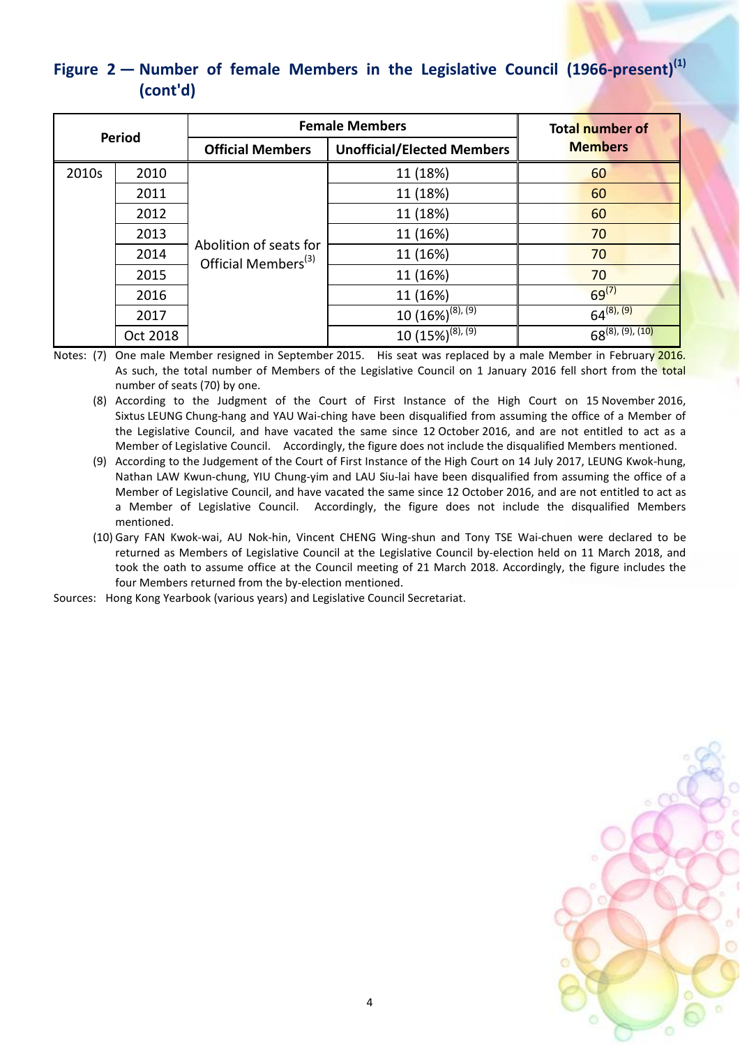## Figure 2 — Number of female Members in the Legislative Council (1966-present)[1] (cont'd)

| Period | | Female Members | | Total number of Members |
|---|---|---|---|---|
| | | Official Members | Unofficial/Elected Members | |
| 2010s | 2010 | Abolition of seats for Official Members[3] | 11 (18%) | 60 |
| | 2011 | | 11 (18%) | 60 |
| | 2012 | | 11 (18%) | 60 |
| | 2013 | | 11 (16%) | 70 |
| | 2014 | | 11 (16%) | 70 |
| | 2015 | | 11 (16%) | 70 |
| | 2016 | | 11 (16%) | 69[7] |
| | 2017 | | 10 (16%)[8], [9] | 64[8], [9] |
| | Oct 2018 | | 10 (15%)[8], [9] | 68[8], [9], [10] |

Notes: (7) One male Member resigned in September 2015. His seat was replaced by a male Member in February 2016. As such, the total number of Members of the Legislative Council on 1 January 2016 fell short from the total number of seats (70) by one.

(8) According to the Judgment of the Court of First Instance of the High Court on 15 November 2016, Sixtus LEUNG Chung-hang and YAU Wai-ching have been disqualified from assuming the office of a Member of the Legislative Council, and have vacated the same since 12 October 2016, and are not entitled to act as a Member of Legislative Council. Accordingly, the figure does not include the disqualified Members mentioned.

(9) According to the Judgement of the Court of First Instance of the High Court on 14 July 2017, LEUNG Kwok-hung, Nathan LAW Kwun-chung, YIU Chung-yim and LAU Siu-lai have been disqualified from assuming the office of a Member of Legislative Council, and have vacated the same since 12 October 2016, and are not entitled to act as a Member of Legislative Council. Accordingly, the figure does not include the disqualified Members mentioned.

(10) Gary FAN Kwok-wai, AU Nok-hin, Vincent CHENG Wing-shun and Tony TSE Wai-chuen were declared to be returned as Members of Legislative Council at the Legislative Council by-election held on 11 March 2018, and took the oath to assume office at the Council meeting of 21 March 2018. Accordingly, the figure includes the four Members returned from the by-election mentioned.

Sources: Hong Kong Yearbook (various years) and Legislative Council Secretariat.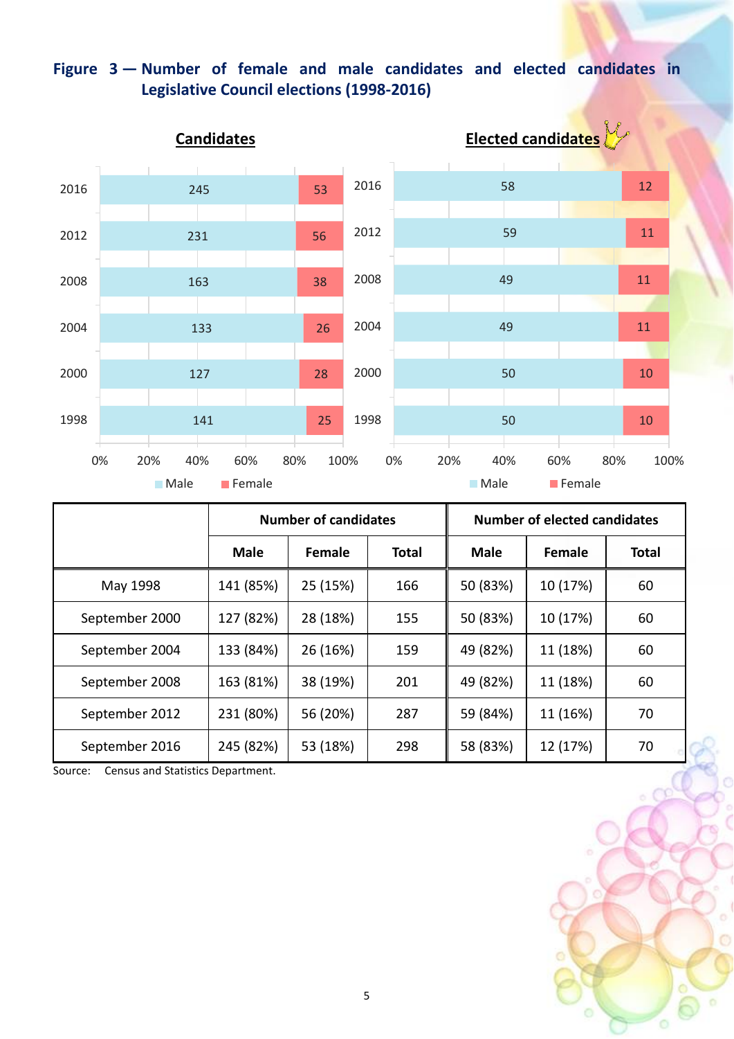**Figure 3 — Number of female and male candidates and elected candidates in Legislative Council elections (1998-2016)**

**Candidates**

| Year | Male | Female |
|---|---|---|
| 2016 | 245 | 53 |
| 2012 | 231 | 56 |
| 2008 | 163 | 38 |
| 2004 | 133 | 26 |
| 2000 | 127 | 28 |
| 1998 | 141 | 25 |

**Elected candidates**

| Year | Male | Female |
|---|---|---|
| 2016 | 58 | 12 |
| 2012 | 59 | 11 |
| 2008 | 49 | 11 |
| 2004 | 49 | 11 |
| 2000 | 50 | 10 |
| 1998 | 50 | 10 |

|  | Number of candidates | | | Number of elected candidates | | |
|---|---|---|---|---|---|---|
|  | **Male** | **Female** | **Total** | **Male** | **Female** | **Total** |
| May 1998 | 141 (85%) | 25 (15%) | 166 | 50 (83%) | 10 (17%) | 60 |
| September 2000 | 127 (82%) | 28 (18%) | 155 | 50 (83%) | 10 (17%) | 60 |
| September 2004 | 133 (84%) | 26 (16%) | 159 | 49 (82%) | 11 (18%) | 60 |
| September 2008 | 163 (81%) | 38 (19%) | 201 | 49 (82%) | 11 (18%) | 60 |
| September 2012 | 231 (80%) | 56 (20%) | 287 | 59 (84%) | 11 (16%) | 70 |
| September 2016 | 245 (82%) | 53 (18%) | 298 | 58 (83%) | 12 (17%) | 70 |

Source: Census and Statistics Department.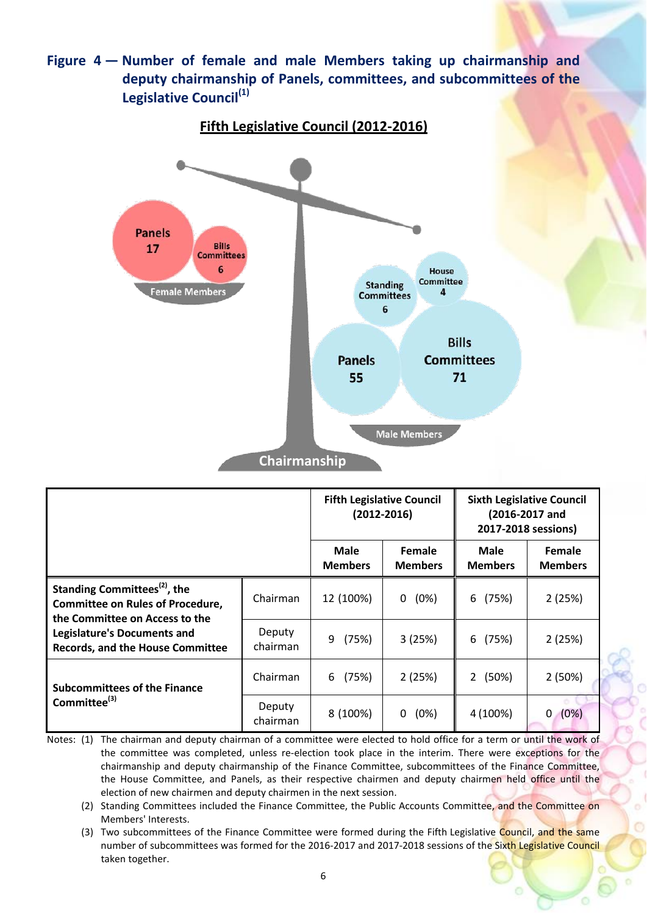**Figure 4 — Number of female and male Members taking up chairmanship and deputy chairmanship of Panels, committees, and subcommittees of the Legislative Council[(1)]**

**Fifth Legislative Council (2012-2016)**

Panels 17

Bills Committees 6

Female Members

Standing Committees 6

House Committee 4

Panels 55

Bills Committees 71

Male Members

Chairmanship

| | | Fifth Legislative Council (2012-2016) | | Sixth Legislative Council (2016-2017 and 2017-2018 sessions) | |
|---|---|---|---|---|---|
| | | **Male Members** | **Female Members** | **Male Members** | **Female Members** |
| **Standing Committees[(2)], the Committee on Rules of Procedure, the Committee on Access to the Legislature's Documents and Records, and the House Committee** | Chairman | 12 (100%) | 0 (0%) | 6 (75%) | 2 (25%) |
| | Deputy chairman | 9 (75%) | 3 (25%) | 6 (75%) | 2 (25%) |
| **Subcommittees of the Finance Committee[(3)]** | Chairman | 6 (75%) | 2 (25%) | 2 (50%) | 2 (50%) |
| | Deputy chairman | 8 (100%) | 0 (0%) | 4 (100%) | 0 (0%) |

Notes: (1) The chairman and deputy chairman of a committee were elected to hold office for a term or until the work of the committee was completed, unless re-election took place in the interim. There were exceptions for the chairmanship and deputy chairmanship of the Finance Committee, subcommittees of the Finance Committee, the House Committee, and Panels, as their respective chairmen and deputy chairmen held office until the election of new chairmen and deputy chairmen in the next session.

(2) Standing Committees included the Finance Committee, the Public Accounts Committee, and the Committee on Members' Interests.

(3) Two subcommittees of the Finance Committee were formed during the Fifth Legislative Council, and the same number of subcommittees was formed for the 2016-2017 and 2017-2018 sessions of the Sixth Legislative Council taken together.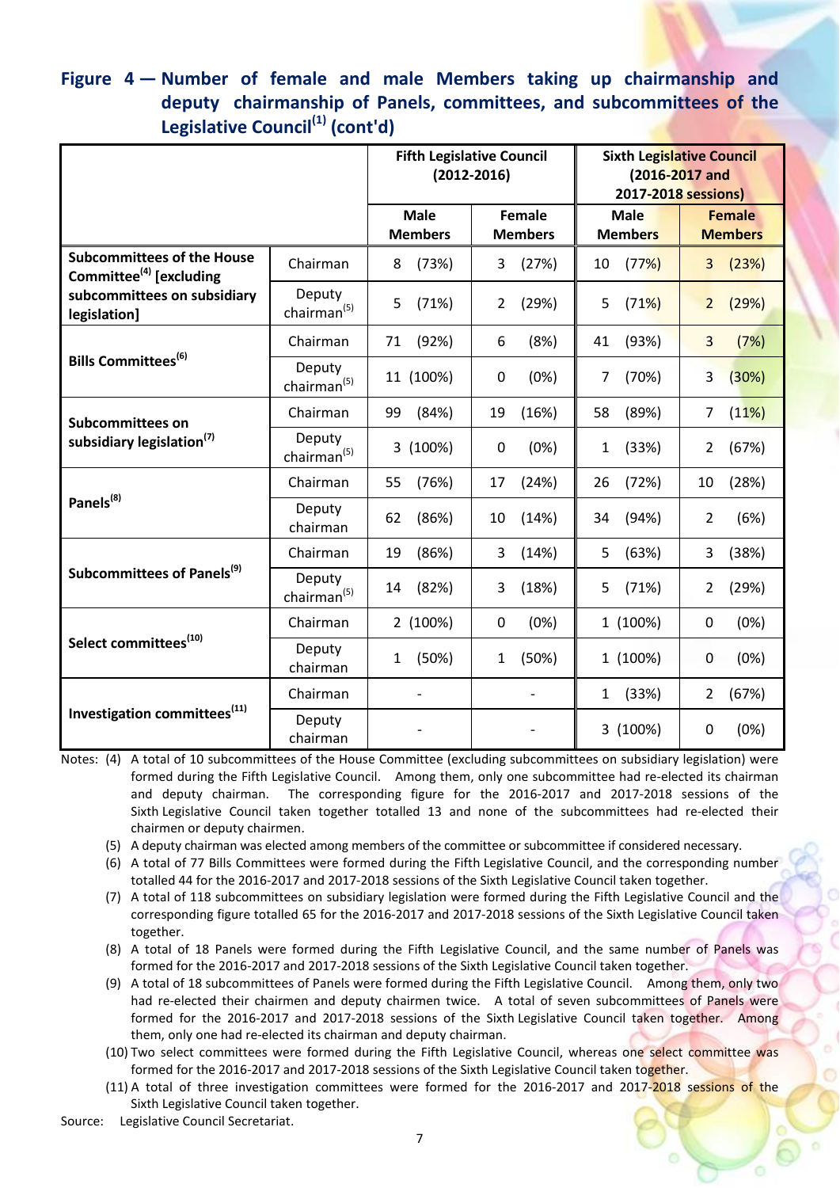**Figure 4 — Number of female and male Members taking up chairmanship and deputy chairmanship of Panels, committees, and subcommittees of the Legislative Council[(1)] (cont'd)**

| | | Fifth Legislative Council (2012-2016) | | Sixth Legislative Council (2016-2017 and 2017-2018 sessions) | |
|---|---|---|---|---|---|
| | | **Male Members** | **Female Members** | **Male Members** | **Female Members** |
| **Subcommittees of the House Committee[(4)] [excluding subcommittees on subsidiary legislation]** | Chairman | 8 (73%) | 3 (27%) | 10 (77%) | 3 (23%) |
| | Deputy chairman[(5)] | 5 (71%) | 2 (29%) | 5 (71%) | 2 (29%) |
| **Bills Committees[(6)]** | Chairman | 71 (92%) | 6 (8%) | 41 (93%) | 3 (7%) |
| | Deputy chairman[(5)] | 11 (100%) | 0 (0%) | 7 (70%) | 3 (30%) |
| **Subcommittees on subsidiary legislation[(7)]** | Chairman | 99 (84%) | 19 (16%) | 58 (89%) | 7 (11%) |
| | Deputy chairman[(5)] | 3 (100%) | 0 (0%) | 1 (33%) | 2 (67%) |
| **Panels[(8)]** | Chairman | 55 (76%) | 17 (24%) | 26 (72%) | 10 (28%) |
| | Deputy chairman | 62 (86%) | 10 (14%) | 34 (94%) | 2 (6%) |
| **Subcommittees of Panels[(9)]** | Chairman | 19 (86%) | 3 (14%) | 5 (63%) | 3 (38%) |
| | Deputy chairman[(5)] | 14 (82%) | 3 (18%) | 5 (71%) | 2 (29%) |
| **Select committees[(10)]** | Chairman | 2 (100%) | 0 (0%) | 1 (100%) | 0 (0%) |
| | Deputy chairman | 1 (50%) | 1 (50%) | 1 (100%) | 0 (0%) |
| **Investigation committees[(11)]** | Chairman | - | - | 1 (33%) | 2 (67%) |
| | Deputy chairman | - | - | 3 (100%) | 0 (0%) |

Notes: (4) A total of 10 subcommittees of the House Committee (excluding subcommittees on subsidiary legislation) were formed during the Fifth Legislative Council. Among them, only one subcommittee had re-elected its chairman and deputy chairman. The corresponding figure for the 2016-2017 and 2017-2018 sessions of the Sixth Legislative Council taken together totalled 13 and none of the subcommittees had re-elected their chairmen or deputy chairmen.

(5) A deputy chairman was elected among members of the committee or subcommittee if considered necessary.

(6) A total of 77 Bills Committees were formed during the Fifth Legislative Council, and the corresponding number totalled 44 for the 2016-2017 and 2017-2018 sessions of the Sixth Legislative Council taken together.

(7) A total of 118 subcommittees on subsidiary legislation were formed during the Fifth Legislative Council and the corresponding figure totalled 65 for the 2016-2017 and 2017-2018 sessions of the Sixth Legislative Council taken together.

(8) A total of 18 Panels were formed during the Fifth Legislative Council, and the same number of Panels was formed for the 2016-2017 and 2017-2018 sessions of the Sixth Legislative Council taken together.

(9) A total of 18 subcommittees of Panels were formed during the Fifth Legislative Council. Among them, only two had re-elected their chairmen and deputy chairmen twice. A total of seven subcommittees of Panels were formed for the 2016-2017 and 2017-2018 sessions of the Sixth Legislative Council taken together. Among them, only one had re-elected its chairman and deputy chairman.

(10) Two select committees were formed during the Fifth Legislative Council, whereas one select committee was formed for the 2016-2017 and 2017-2018 sessions of the Sixth Legislative Council taken together.

(11) A total of three investigation committees were formed for the 2016-2017 and 2017-2018 sessions of the Sixth Legislative Council taken together.

Source: Legislative Council Secretariat.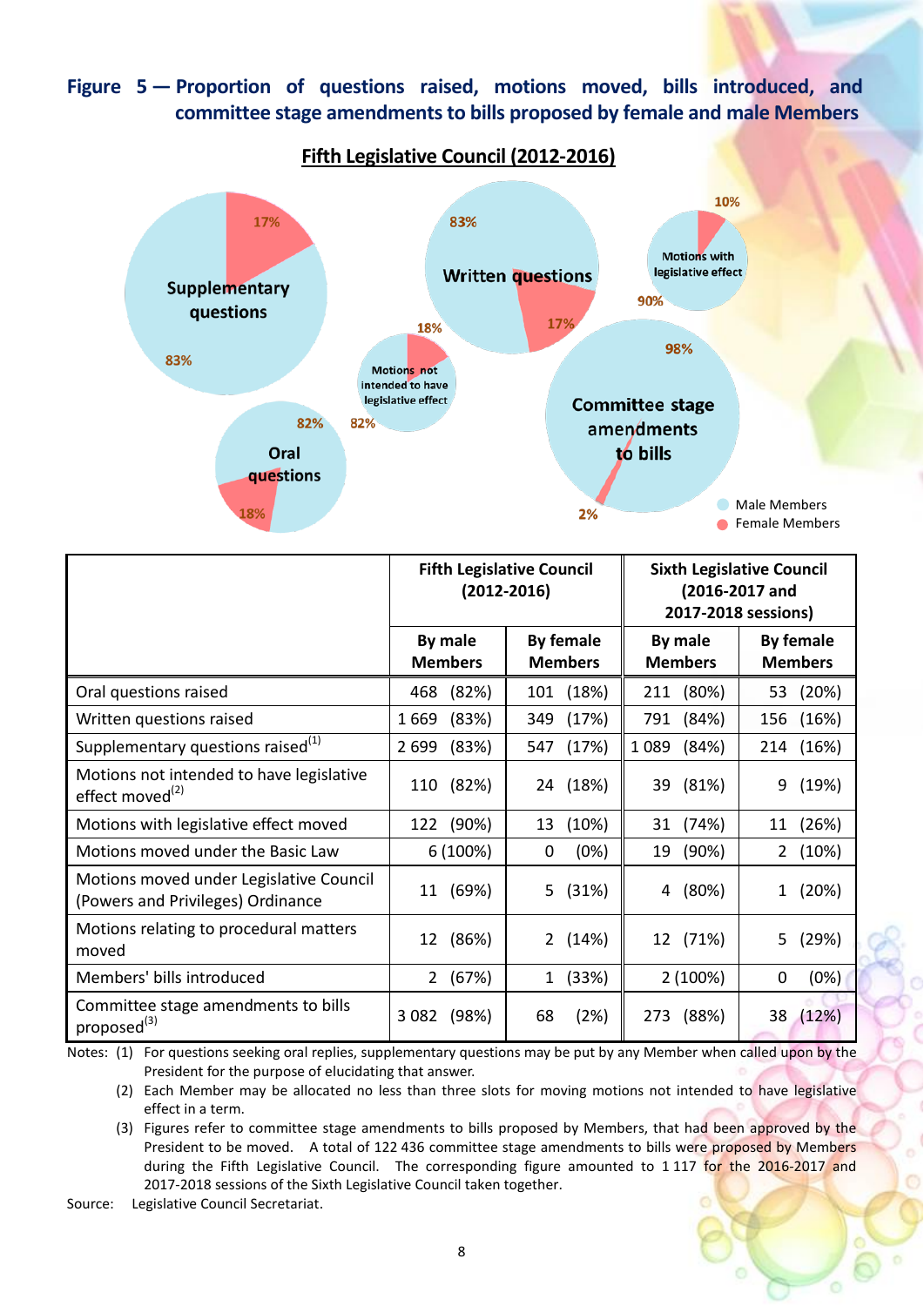**Figure 5 — Proportion of questions raised, motions moved, bills introduced, and committee stage amendments to bills proposed by female and male Members**

**Fifth Legislative Council (2012-2016)**

Supplementary questions: 83% / 17%
Written questions: 83% / 17%
Motions with legislative effect: 90% / 10%
Motions not intended to have legislative effect: 82% / 18%
Oral questions: 82% / 18%
Committee stage amendments to bills: 98% / 2%

Male Members
Female Members

| | Fifth Legislative Council (2012-2016) | | Sixth Legislative Council (2016-2017 and 2017-2018 sessions) | |
|---|---|---|---|---|
| | By male Members | By female Members | By male Members | By female Members |
| Oral questions raised | 468 (82%) | 101 (18%) | 211 (80%) | 53 (20%) |
| Written questions raised | 1 669 (83%) | 349 (17%) | 791 (84%) | 156 (16%) |
| Supplementary questions raised(1) | 2 699 (83%) | 547 (17%) | 1 089 (84%) | 214 (16%) |
| Motions not intended to have legislative effect moved(2) | 110 (82%) | 24 (18%) | 39 (81%) | 9 (19%) |
| Motions with legislative effect moved | 122 (90%) | 13 (10%) | 31 (74%) | 11 (26%) |
| Motions moved under the Basic Law | 6 (100%) | 0 (0%) | 19 (90%) | 2 (10%) |
| Motions moved under Legislative Council (Powers and Privileges) Ordinance | 11 (69%) | 5 (31%) | 4 (80%) | 1 (20%) |
| Motions relating to procedural matters moved | 12 (86%) | 2 (14%) | 12 (71%) | 5 (29%) |
| Members' bills introduced | 2 (67%) | 1 (33%) | 2 (100%) | 0 (0%) |
| Committee stage amendments to bills proposed(3) | 3 082 (98%) | 68 (2%) | 273 (88%) | 38 (12%) |

Notes: (1) For questions seeking oral replies, supplementary questions may be put by any Member when called upon by the President for the purpose of elucidating that answer.

(2) Each Member may be allocated no less than three slots for moving motions not intended to have legislative effect in a term.

(3) Figures refer to committee stage amendments to bills proposed by Members, that had been approved by the President to be moved. A total of 122 436 committee stage amendments to bills were proposed by Members during the Fifth Legislative Council. The corresponding figure amounted to 1 117 for the 2016-2017 and 2017-2018 sessions of the Sixth Legislative Council taken together.

Source: Legislative Council Secretariat.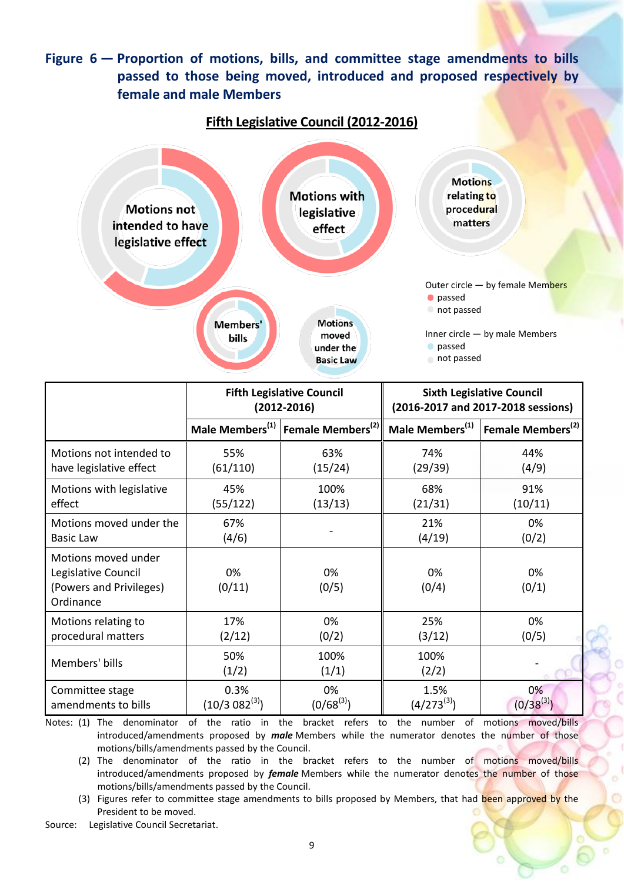**Figure 6 — Proportion of motions, bills, and committee stage amendments to bills passed to those being moved, introduced and proposed respectively by female and male Members**

**Fifth Legislative Council (2012-2016)**

Motions not intended to have legislative effect

Motions with legislative effect

Motions relating to procedural matters

Members' bills

Motions moved under the Basic Law

Outer circle — by female Members
- passed
- not passed

Inner circle — by male Members
- passed
- not passed

| | Fifth Legislative Council (2012-2016) | | Sixth Legislative Council (2016-2017 and 2017-2018 sessions) | |
|---|---|---|---|---|
| | Male Members[(1)] | Female Members[(2)] | Male Members[(1)] | Female Members[(2)] |
| Motions not intended to have legislative effect | 55% (61/110) | 63% (15/24) | 74% (29/39) | 44% (4/9) |
| Motions with legislative effect | 45% (55/122) | 100% (13/13) | 68% (21/31) | 91% (10/11) |
| Motions moved under the Basic Law | 67% (4/6) | - | 21% (4/19) | 0% (0/2) |
| Motions moved under Legislative Council (Powers and Privileges) Ordinance | 0% (0/11) | 0% (0/5) | 0% (0/4) | 0% (0/1) |
| Motions relating to procedural matters | 17% (2/12) | 0% (0/2) | 25% (3/12) | 0% (0/5) |
| Members' bills | 50% (1/2) | 100% (1/1) | 100% (2/2) | - |
| Committee stage amendments to bills | 0.3% (10/3 082[(3)]) | 0% (0/68[(3)]) | 1.5% (4/273[(3)]) | 0% (0/38[(3)]) |

Notes: (1) The denominator of the ratio in the bracket refers to the number of motions moved/bills introduced/amendments proposed by ***male*** Members while the numerator denotes the number of those motions/bills/amendments passed by the Council.

(2) The denominator of the ratio in the bracket refers to the number of motions moved/bills introduced/amendments proposed by ***female*** Members while the numerator denotes the number of those motions/bills/amendments passed by the Council.

(3) Figures refer to committee stage amendments to bills proposed by Members, that had been approved by the President to be moved.

Source: Legislative Council Secretariat.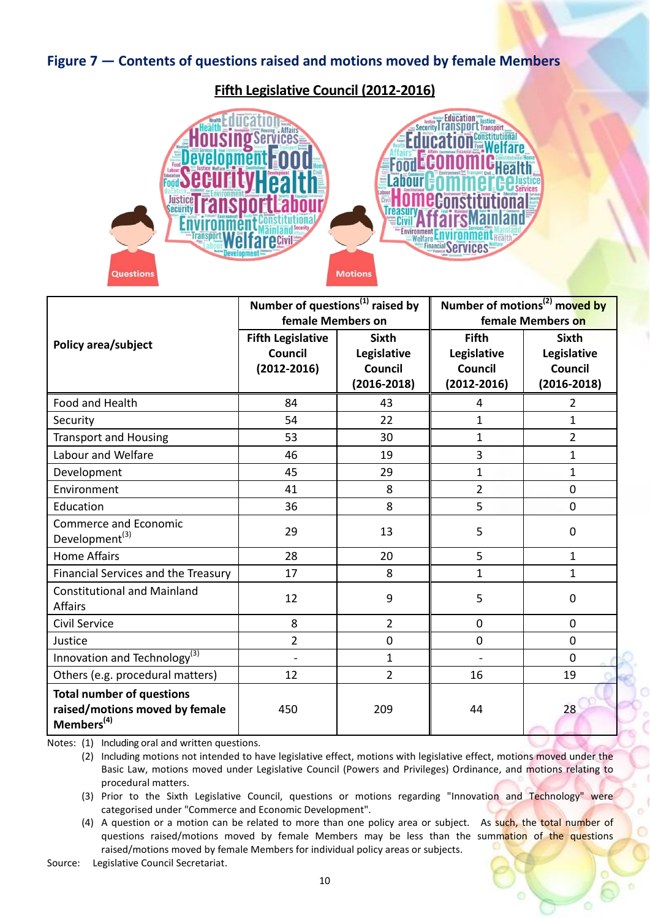## Figure 7 — Contents of questions raised and motions moved by female Members

**Fifth Legislative Council (2012-2016)**

| Policy area/subject | Number of questions[1] raised by female Members on | | Number of motions[2] moved by female Members on | |
|---|---|---|---|---|
| | Fifth Legislative Council (2012-2016) | Sixth Legislative Council (2016-2018) | Fifth Legislative Council (2012-2016) | Sixth Legislative Council (2016-2018) |
| Food and Health | 84 | 43 | 4 | 2 |
| Security | 54 | 22 | 1 | 1 |
| Transport and Housing | 53 | 30 | 1 | 2 |
| Labour and Welfare | 46 | 19 | 3 | 1 |
| Development | 45 | 29 | 1 | 1 |
| Environment | 41 | 8 | 2 | 0 |
| Education | 36 | 8 | 5 | 0 |
| Commerce and Economic Development[3] | 29 | 13 | 5 | 0 |
| Home Affairs | 28 | 20 | 5 | 1 |
| Financial Services and the Treasury | 17 | 8 | 1 | 1 |
| Constitutional and Mainland Affairs | 12 | 9 | 5 | 0 |
| Civil Service | 8 | 2 | 0 | 0 |
| Justice | 2 | 0 | 0 | 0 |
| Innovation and Technology[3] | - | 1 | - | 0 |
| Others (e.g. procedural matters) | 12 | 2 | 16 | 19 |
| **Total number of questions raised/motions moved by female Members[4]** | 450 | 209 | 44 | 28 |

Notes: (1) Including oral and written questions.

(2) Including motions not intended to have legislative effect, motions with legislative effect, motions moved under the Basic Law, motions moved under Legislative Council (Powers and Privileges) Ordinance, and motions relating to procedural matters.

(3) Prior to the Sixth Legislative Council, questions or motions regarding "Innovation and Technology" were categorised under "Commerce and Economic Development".

(4) A question or a motion can be related to more than one policy area or subject. As such, the total number of questions raised/motions moved by female Members may be less than the summation of the questions raised/motions moved by female Members for individual policy areas or subjects.

Source: Legislative Council Secretariat.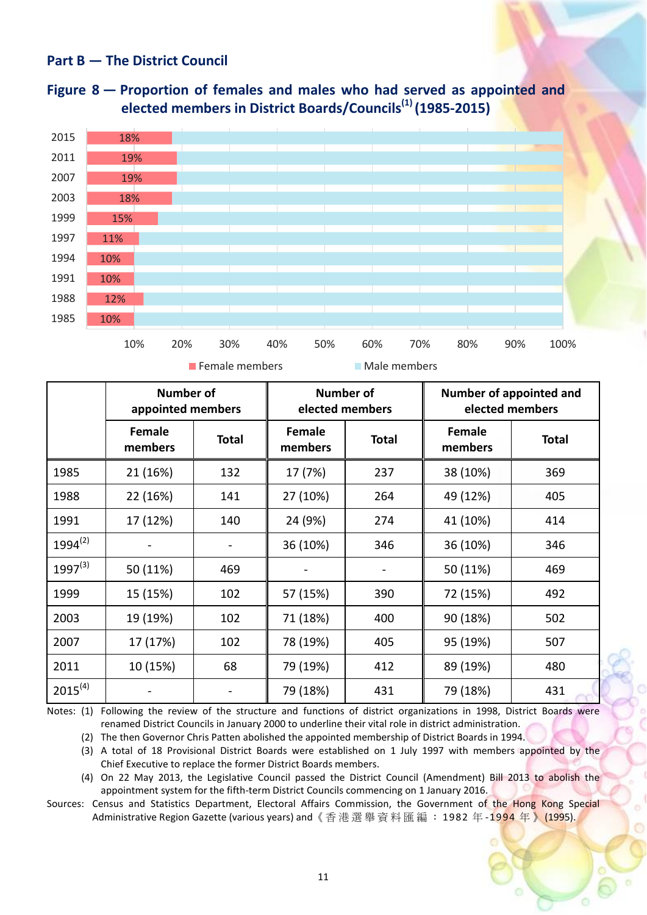## Part B — The District Council

### Figure 8 — Proportion of females and males who had served as appointed and elected members in District Boards/Councils[1] (1985-2015)

| Year | Female members | Male members |
|---|---|---|
| 2015 | 18% | |
| 2011 | 19% | |
| 2007 | 19% | |
| 2003 | 18% | |
| 1999 | 15% | |
| 1997 | 11% | |
| 1994 | 10% | |
| 1991 | 10% | |
| 1988 | 12% | |
| 1985 | 10% | |

| | Number of appointed members | | Number of elected members | | Number of appointed and elected members | |
|---|---|---|---|---|---|---|
| | Female members | Total | Female members | Total | Female members | Total |
| 1985 | 21 (16%) | 132 | 17 (7%) | 237 | 38 (10%) | 369 |
| 1988 | 22 (16%) | 141 | 27 (10%) | 264 | 49 (12%) | 405 |
| 1991 | 17 (12%) | 140 | 24 (9%) | 274 | 41 (10%) | 414 |
| 1994[2] | - | - | 36 (10%) | 346 | 36 (10%) | 346 |
| 1997[3] | 50 (11%) | 469 | - | - | 50 (11%) | 469 |
| 1999 | 15 (15%) | 102 | 57 (15%) | 390 | 72 (15%) | 492 |
| 2003 | 19 (19%) | 102 | 71 (18%) | 400 | 90 (18%) | 502 |
| 2007 | 17 (17%) | 102 | 78 (19%) | 405 | 95 (19%) | 507 |
| 2011 | 10 (15%) | 68 | 79 (19%) | 412 | 89 (19%) | 480 |
| 2015[4] | - | - | 79 (18%) | 431 | 79 (18%) | 431 |

Notes: (1) Following the review of the structure and functions of district organizations in 1998, District Boards were renamed District Councils in January 2000 to underline their vital role in district administration.

(2) The then Governor Chris Patten abolished the appointed membership of District Boards in 1994.

(3) A total of 18 Provisional District Boards were established on 1 July 1997 with members appointed by the Chief Executive to replace the former District Boards members.

(4) On 22 May 2013, the Legislative Council passed the District Council (Amendment) Bill 2013 to abolish the appointment system for the fifth-term District Councils commencing on 1 January 2016.

Sources: Census and Statistics Department, Electoral Affairs Commission, the Government of the Hong Kong Special Administrative Region Gazette (various years) and《香港選舉資料匯編：1982 年-1994 年》(1995).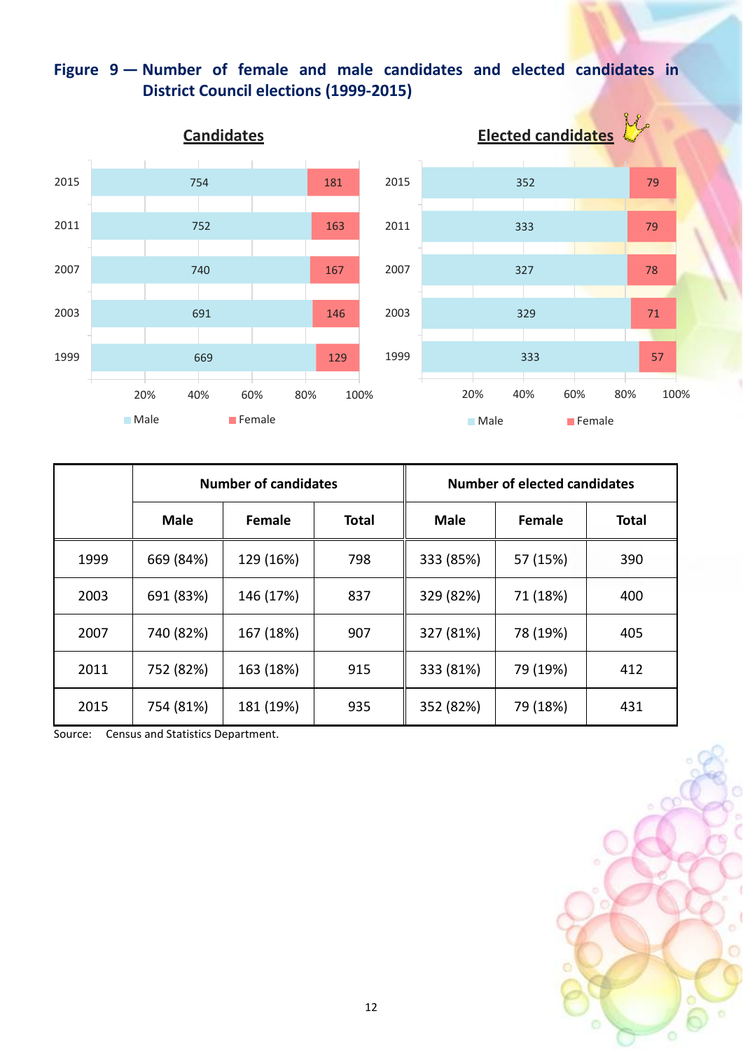**Figure 9 — Number of female and male candidates and elected candidates in District Council elections (1999-2015)**

**Candidates**

| Year | Male | Female |
|---|---|---|
| 2015 | 754 | 181 |
| 2011 | 752 | 163 |
| 2007 | 740 | 167 |
| 2003 | 691 | 146 |
| 1999 | 669 | 129 |

**Elected candidates**

| Year | Male | Female |
|---|---|---|
| 2015 | 352 | 79 |
| 2011 | 333 | 79 |
| 2007 | 327 | 78 |
| 2003 | 329 | 71 |
| 1999 | 333 | 57 |

| | Number of candidates | | | Number of elected candidates | | |
|---|---|---|---|---|---|---|
| | **Male** | **Female** | **Total** | **Male** | **Female** | **Total** |
| 1999 | 669 (84%) | 129 (16%) | 798 | 333 (85%) | 57 (15%) | 390 |
| 2003 | 691 (83%) | 146 (17%) | 837 | 329 (82%) | 71 (18%) | 400 |
| 2007 | 740 (82%) | 167 (18%) | 907 | 327 (81%) | 78 (19%) | 405 |
| 2011 | 752 (82%) | 163 (18%) | 915 | 333 (81%) | 79 (19%) | 412 |
| 2015 | 754 (81%) | 181 (19%) | 935 | 352 (82%) | 79 (18%) | 431 |

Source: Census and Statistics Department.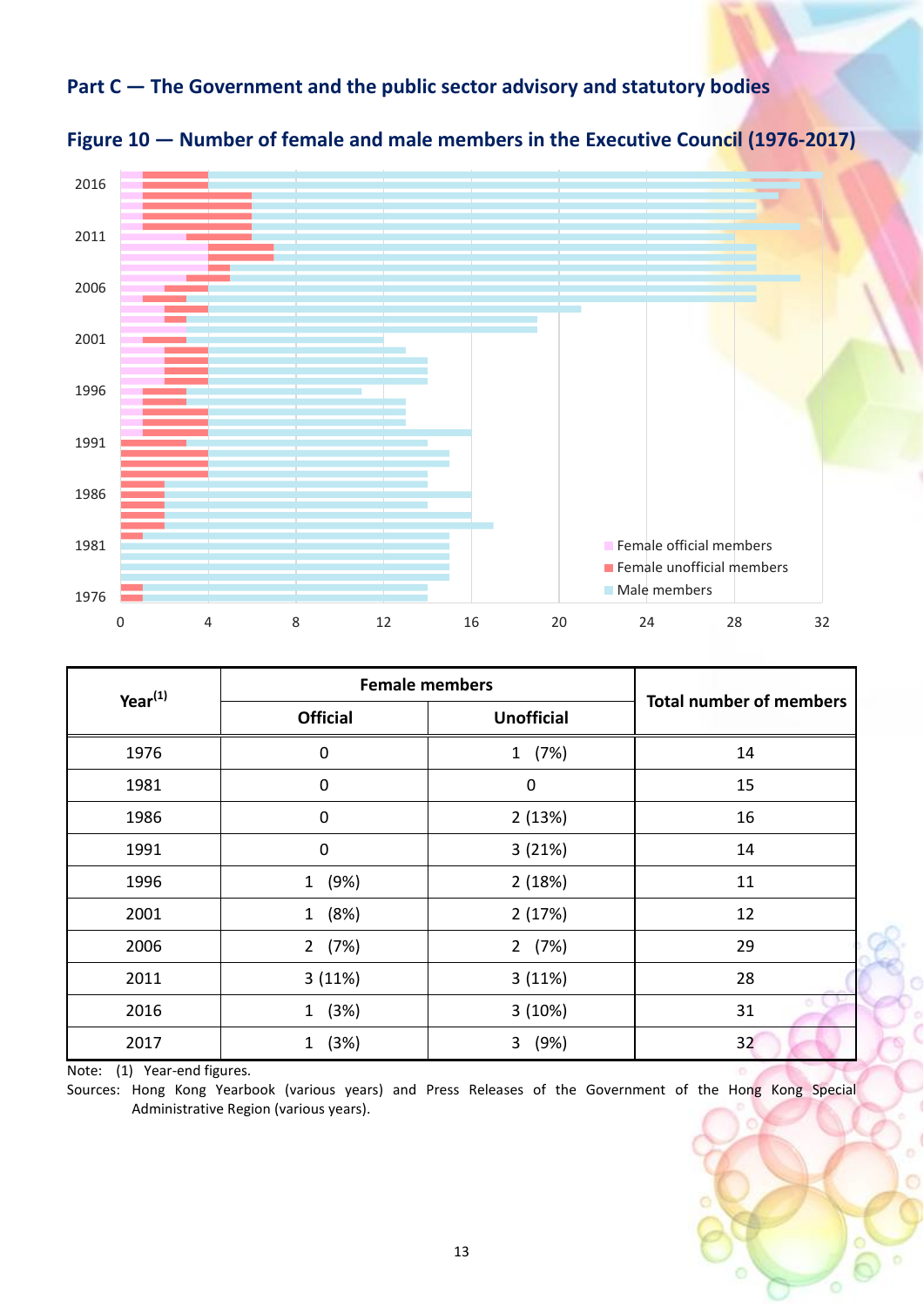## Part C — The Government and the public sector advisory and statutory bodies

### Figure 10 — Number of female and male members in the Executive Council (1976-2017)

| Year[(1)] | Female members | | Total number of members |
|---|---|---|---|
| | Official | Unofficial | |
| 1976 | 0 | 1 (7%) | 14 |
| 1981 | 0 | 0 | 15 |
| 1986 | 0 | 2 (13%) | 16 |
| 1991 | 0 | 3 (21%) | 14 |
| 1996 | 1 (9%) | 2 (18%) | 11 |
| 2001 | 1 (8%) | 2 (17%) | 12 |
| 2006 | 2 (7%) | 2 (7%) | 29 |
| 2011 | 3 (11%) | 3 (11%) | 28 |
| 2016 | 1 (3%) | 3 (10%) | 31 |
| 2017 | 1 (3%) | 3 (9%) | 32 |

Note: (1) Year-end figures.

Sources: Hong Kong Yearbook (various years) and Press Releases of the Government of the Hong Kong Special Administrative Region (various years).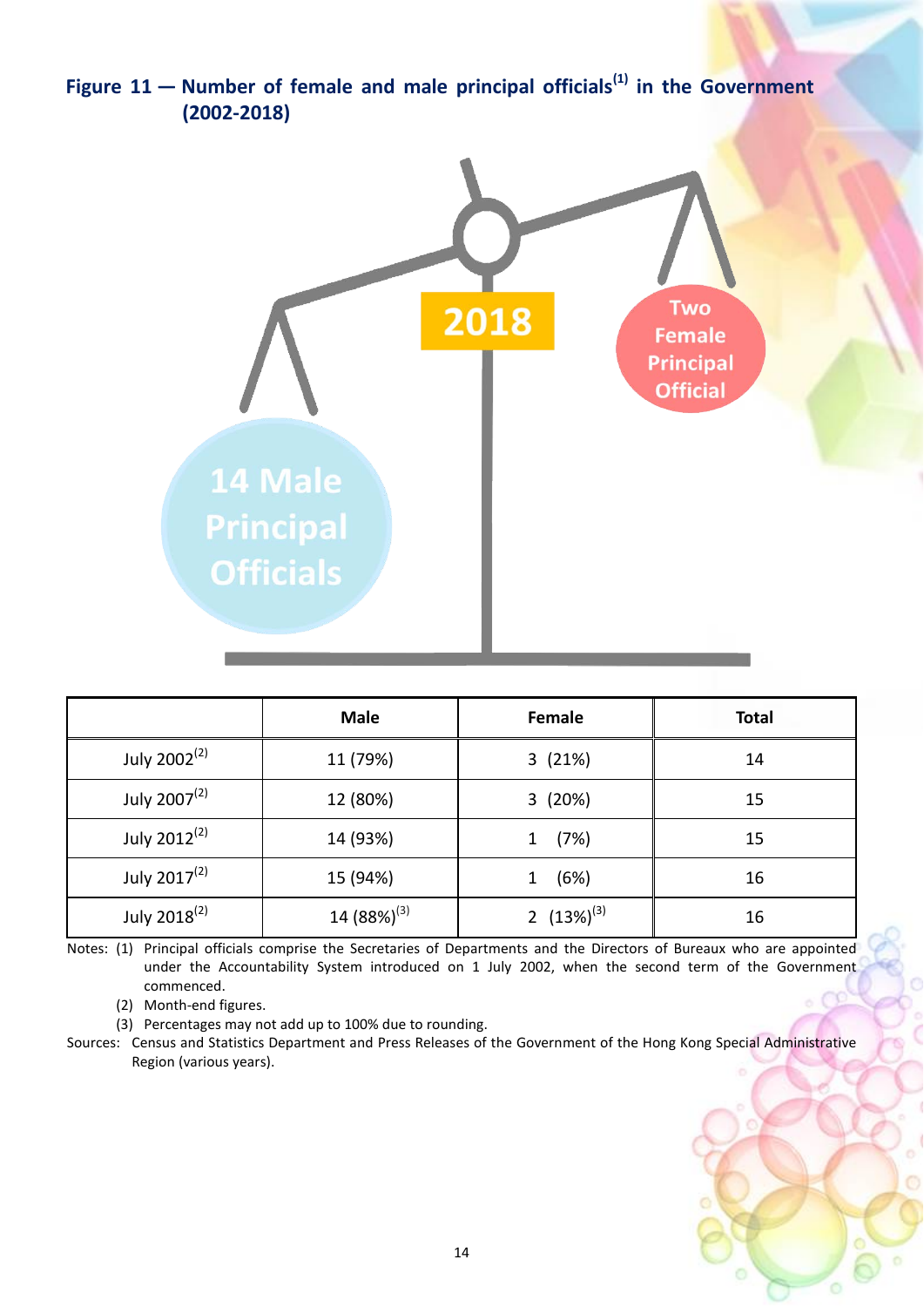**Figure 11 — Number of female and male principal officials[1] in the Government (2002-2018)**

2018

14 Male Principal Officials

Two Female Principal Official

| | Male | Female | Total |
|---|---|---|---|
| July 2002[2] | 11 (79%) | 3 (21%) | 14 |
| July 2007[2] | 12 (80%) | 3 (20%) | 15 |
| July 2012[2] | 14 (93%) | 1 (7%) | 15 |
| July 2017[2] | 15 (94%) | 1 (6%) | 16 |
| July 2018[2] | 14 (88%)[3] | 2 (13%)[3] | 16 |

Notes: (1) Principal officials comprise the Secretaries of Departments and the Directors of Bureaux who are appointed under the Accountability System introduced on 1 July 2002, when the second term of the Government commenced.

(2) Month-end figures.

(3) Percentages may not add up to 100% due to rounding.

Sources: Census and Statistics Department and Press Releases of the Government of the Hong Kong Special Administrative Region (various years).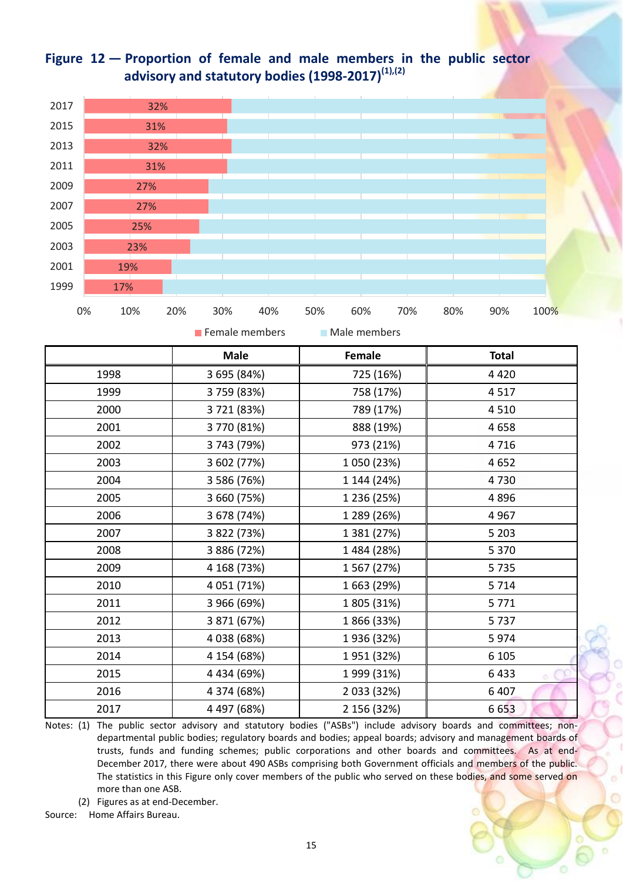## Figure 12 — Proportion of female and male members in the public sector advisory and statutory bodies (1998-2017)[(1),(2)]

| | Male | Female | Total |
|---|---|---|---|
| 1998 | 3 695 (84%) | 725 (16%) | 4 420 |
| 1999 | 3 759 (83%) | 758 (17%) | 4 517 |
| 2000 | 3 721 (83%) | 789 (17%) | 4 510 |
| 2001 | 3 770 (81%) | 888 (19%) | 4 658 |
| 2002 | 3 743 (79%) | 973 (21%) | 4 716 |
| 2003 | 3 602 (77%) | 1 050 (23%) | 4 652 |
| 2004 | 3 586 (76%) | 1 144 (24%) | 4 730 |
| 2005 | 3 660 (75%) | 1 236 (25%) | 4 896 |
| 2006 | 3 678 (74%) | 1 289 (26%) | 4 967 |
| 2007 | 3 822 (73%) | 1 381 (27%) | 5 203 |
| 2008 | 3 886 (72%) | 1 484 (28%) | 5 370 |
| 2009 | 4 168 (73%) | 1 567 (27%) | 5 735 |
| 2010 | 4 051 (71%) | 1 663 (29%) | 5 714 |
| 2011 | 3 966 (69%) | 1 805 (31%) | 5 771 |
| 2012 | 3 871 (67%) | 1 866 (33%) | 5 737 |
| 2013 | 4 038 (68%) | 1 936 (32%) | 5 974 |
| 2014 | 4 154 (68%) | 1 951 (32%) | 6 105 |
| 2015 | 4 434 (69%) | 1 999 (31%) | 6 433 |
| 2016 | 4 374 (68%) | 2 033 (32%) | 6 407 |
| 2017 | 4 497 (68%) | 2 156 (32%) | 6 653 |

Notes: (1) The public sector advisory and statutory bodies ("ASBs") include advisory boards and committees; non-departmental public bodies; regulatory boards and bodies; appeal boards; advisory and management boards of trusts, funds and funding schemes; public corporations and other boards and committees. As at end-December 2017, there were about 490 ASBs comprising both Government officials and members of the public. The statistics in this Figure only cover members of the public who served on these bodies, and some served on more than one ASB.

(2) Figures as at end-December.

Source: Home Affairs Bureau.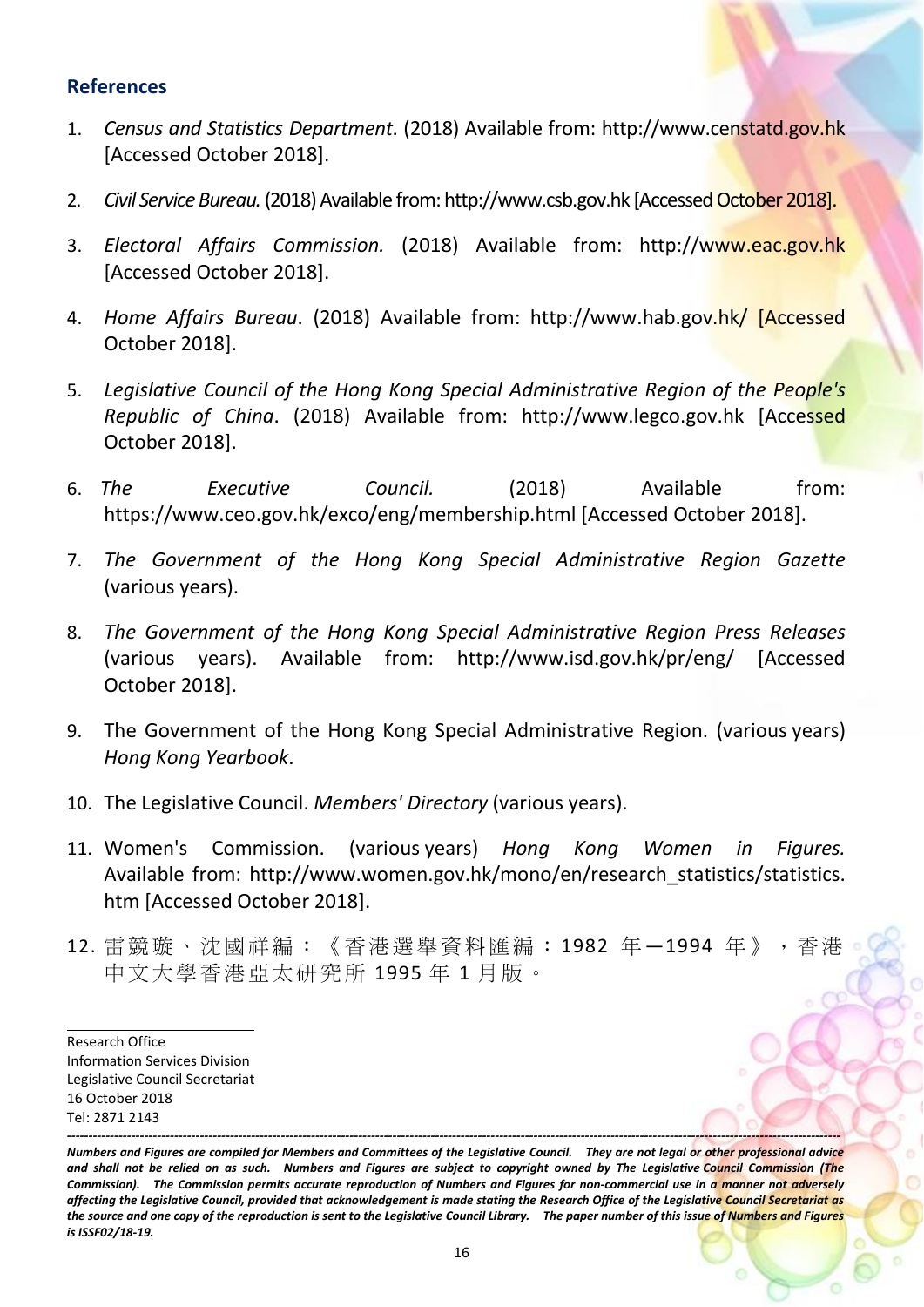## References

1. *Census and Statistics Department*. (2018) Available from: http://www.censtatd.gov.hk [Accessed October 2018].
2. *Civil Service Bureau.* (2018) Available from: http://www.csb.gov.hk [Accessed October 2018].
3. *Electoral Affairs Commission.* (2018) Available from: http://www.eac.gov.hk [Accessed October 2018].
4. *Home Affairs Bureau*. (2018) Available from: http://www.hab.gov.hk/ [Accessed October 2018].
5. *Legislative Council of the Hong Kong Special Administrative Region of the People's Republic of China*. (2018) Available from: http://www.legco.gov.hk [Accessed October 2018].
6. *The Executive Council.* (2018) Available from: https://www.ceo.gov.hk/exco/eng/membership.html [Accessed October 2018].
7. *The Government of the Hong Kong Special Administrative Region Gazette* (various years).
8. *The Government of the Hong Kong Special Administrative Region Press Releases* (various years). Available from: http://www.isd.gov.hk/pr/eng/ [Accessed October 2018].
9. The Government of the Hong Kong Special Administrative Region. (various years) *Hong Kong Yearbook*.
10. The Legislative Council. *Members' Directory* (various years).
11. Women's Commission. (various years) *Hong Kong Women in Figures.* Available from: http://www.women.gov.hk/mono/en/research_statistics/statistics.htm [Accessed October 2018].
12. 雷競璇、沈國祥編：《香港選舉資料匯編：1982 年—1994 年》，香港中文大學香港亞太研究所 1995 年 1 月版。

Research Office
Information Services Division
Legislative Council Secretariat
16 October 2018
Tel: 2871 2143

---

*Numbers and Figures are compiled for Members and Committees of the Legislative Council. They are not legal or other professional advice and shall not be relied on as such. Numbers and Figures are subject to copyright owned by The Legislative Council Commission (The Commission). The Commission permits accurate reproduction of Numbers and Figures for non-commercial use in a manner not adversely affecting the Legislative Council, provided that acknowledgement is made stating the Research Office of the Legislative Council Secretariat as the source and one copy of the reproduction is sent to the Legislative Council Library. The paper number of this issue of Numbers and Figures is ISSF02/18-19.*